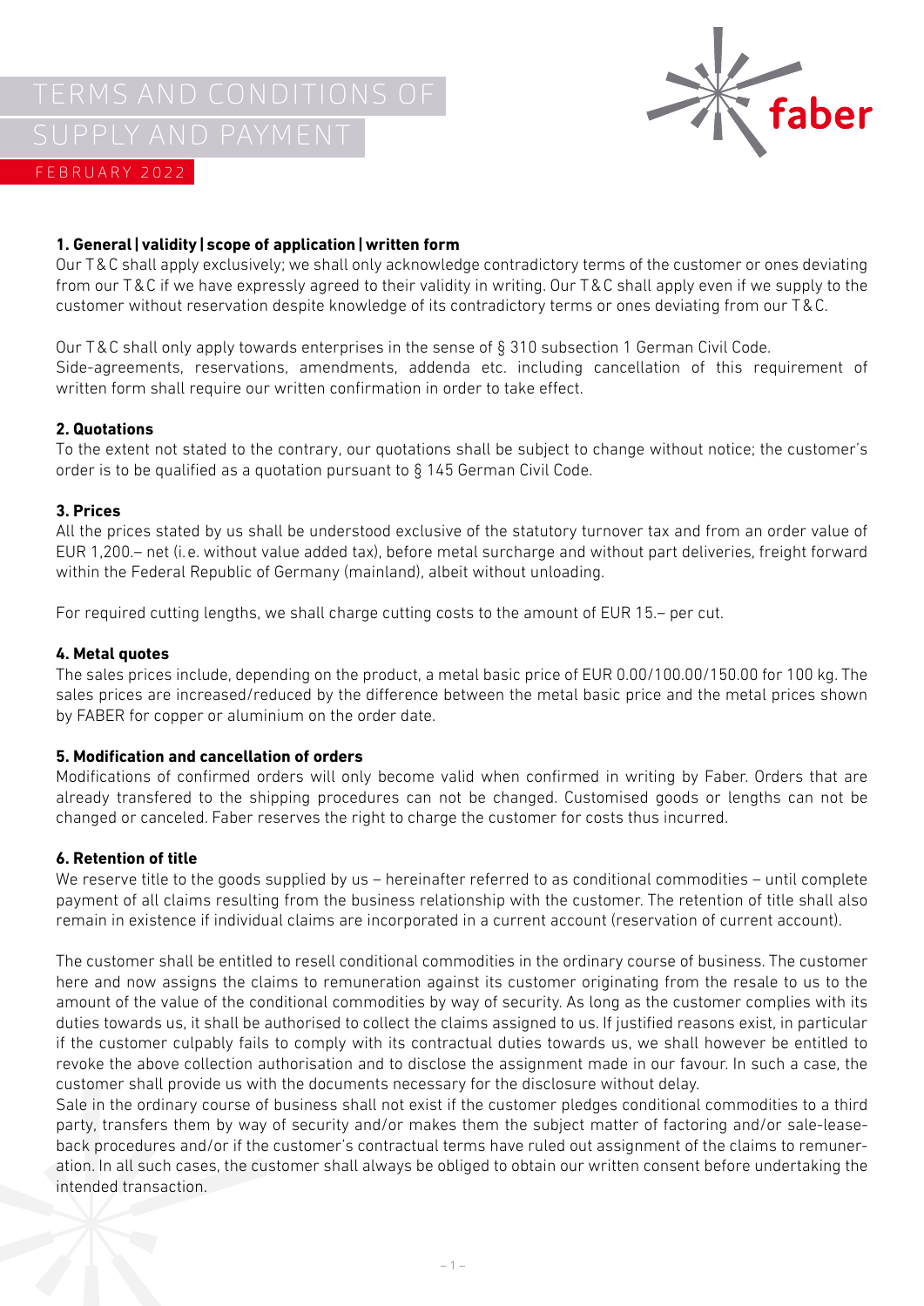# TERMS AND CONDITIONS OF SUPPLY AND PAYMENT

FEBRUARY 2022

### 1. General | validity | scope of application | written form

Our T & C shall apply exclusively; we shall only acknowledge contradictory terms of the customer or ones deviating from our T & C if we have expressly agreed to their validity in writing. Our T & C shall apply even if we supply to the customer without reservation despite knowledge of its contradictory terms or ones deviating from our T & C.

Our T & C shall only apply towards enterprises in the sense of § 310 subsection 1 German Civil Code.
Side-agreements, reservations, amendments, addenda etc. including cancellation of this requirement of written form shall require our written confirmation in order to take effect.

### 2. Quotations

To the extent not stated to the contrary, our quotations shall be subject to change without notice; the customer's order is to be qualified as a quotation pursuant to § 145 German Civil Code.

### 3. Prices

All the prices stated by us shall be understood exclusive of the statutory turnover tax and from an order value of EUR 1,200.– net (i. e. without value added tax), before metal surcharge and without part deliveries, freight forward within the Federal Republic of Germany (mainland), albeit without unloading.

For required cutting lengths, we shall charge cutting costs to the amount of EUR 15.– per cut.

### 4. Metal quotes

The sales prices include, depending on the product, a metal basic price of EUR 0.00/100.00/150.00 for 100 kg. The sales prices are increased/reduced by the difference between the metal basic price and the metal prices shown by FABER for copper or aluminium on the order date.

### 5. Modification and cancellation of orders

Modifications of confirmed orders will only become valid when confirmed in writing by Faber. Orders that are already transfered to the shipping procedures can not be changed. Customised goods or lengths can not be changed or canceled. Faber reserves the right to charge the customer for costs thus incurred.

### 6. Retention of title

We reserve title to the goods supplied by us – hereinafter referred to as conditional commodities – until complete payment of all claims resulting from the business relationship with the customer. The retention of title shall also remain in existence if individual claims are incorporated in a current account (reservation of current account).

The customer shall be entitled to resell conditional commodities in the ordinary course of business. The customer here and now assigns the claims to remuneration against its customer originating from the resale to us to the amount of the value of the conditional commodities by way of security. As long as the customer complies with its duties towards us, it shall be authorised to collect the claims assigned to us. If justified reasons exist, in particular if the customer culpably fails to comply with its contractual duties towards us, we shall however be entitled to revoke the above collection authorisation and to disclose the assignment made in our favour. In such a case, the customer shall provide us with the documents necessary for the disclosure without delay.
Sale in the ordinary course of business shall not exist if the customer pledges conditional commodities to a third party, transfers them by way of security and/or makes them the subject matter of factoring and/or sale-lease-back procedures and/or if the customer's contractual terms have ruled out assignment of the claims to remuneration. In all such cases, the customer shall always be obliged to obtain our written consent before undertaking the intended transaction.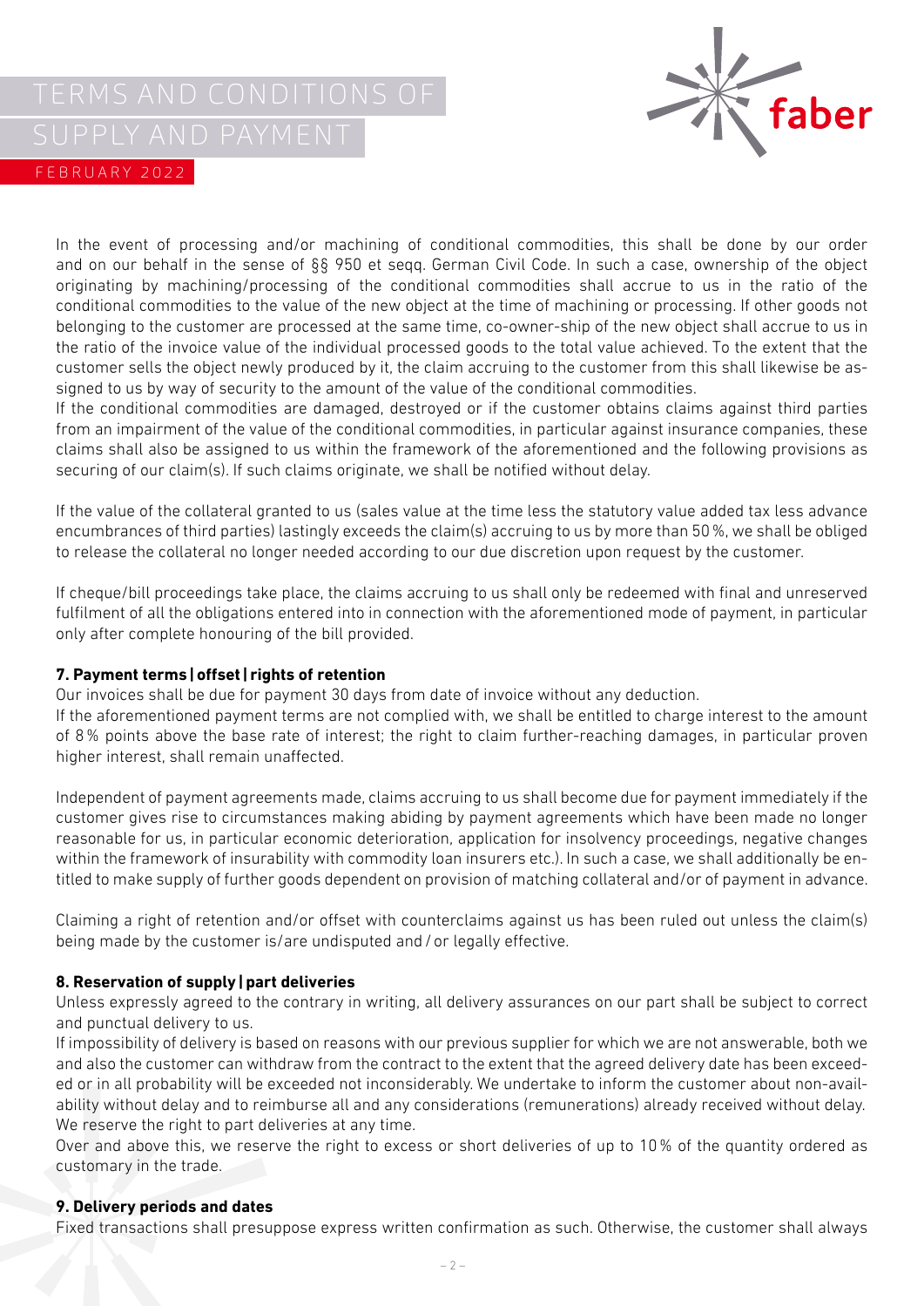In the event of processing and/or machining of conditional commodities, this shall be done by our order and on our behalf in the sense of §§ 950 et seqq. German Civil Code. In such a case, ownership of the object originating by machining/processing of the conditional commodities shall accrue to us in the ratio of the conditional commodities to the value of the new object at the time of machining or processing. If other goods not belonging to the customer are processed at the same time, co-owner-ship of the new object shall accrue to us in the ratio of the invoice value of the individual processed goods to the total value achieved. To the extent that the customer sells the object newly produced by it, the claim accruing to the customer from this shall likewise be assigned to us by way of security to the amount of the value of the conditional commodities.
If the conditional commodities are damaged, destroyed or if the customer obtains claims against third parties from an impairment of the value of the conditional commodities, in particular against insurance companies, these claims shall also be assigned to us within the framework of the aforementioned and the following provisions as securing of our claim(s). If such claims originate, we shall be notified without delay.

If the value of the collateral granted to us (sales value at the time less the statutory value added tax less advance encumbrances of third parties) lastingly exceeds the claim(s) accruing to us by more than 50 %, we shall be obliged to release the collateral no longer needed according to our due discretion upon request by the customer.

If cheque/bill proceedings take place, the claims accruing to us shall only be redeemed with final and unreserved fulfilment of all the obligations entered into in connection with the aforementioned mode of payment, in particular only after complete honouring of the bill provided.

**7. Payment terms | offset | rights of retention**

Our invoices shall be due for payment 30 days from date of invoice without any deduction.
If the aforementioned payment terms are not complied with, we shall be entitled to charge interest to the amount of 8 % points above the base rate of interest; the right to claim further-reaching damages, in particular proven higher interest, shall remain unaffected.

Independent of payment agreements made, claims accruing to us shall become due for payment immediately if the customer gives rise to circumstances making abiding by payment agreements which have been made no longer reasonable for us, in particular economic deterioration, application for insolvency proceedings, negative changes within the framework of insurability with commodity loan insurers etc.). In such a case, we shall additionally be entitled to make supply of further goods dependent on provision of matching collateral and/or of payment in advance.

Claiming a right of retention and/or offset with counterclaims against us has been ruled out unless the claim(s) being made by the customer is/are undisputed and / or legally effective.

**8. Reservation of supply | part deliveries**

Unless expressly agreed to the contrary in writing, all delivery assurances on our part shall be subject to correct and punctual delivery to us.
If impossibility of delivery is based on reasons with our previous supplier for which we are not answerable, both we and also the customer can withdraw from the contract to the extent that the agreed delivery date has been exceeded or in all probability will be exceeded not inconsiderably. We undertake to inform the customer about non-availability without delay and to reimburse all and any considerations (remunerations) already received without delay.
We reserve the right to part deliveries at any time.
Over and above this, we reserve the right to excess or short deliveries of up to 10 % of the quantity ordered as customary in the trade.

**9. Delivery periods and dates**

Fixed transactions shall presuppose express written confirmation as such. Otherwise, the customer shall always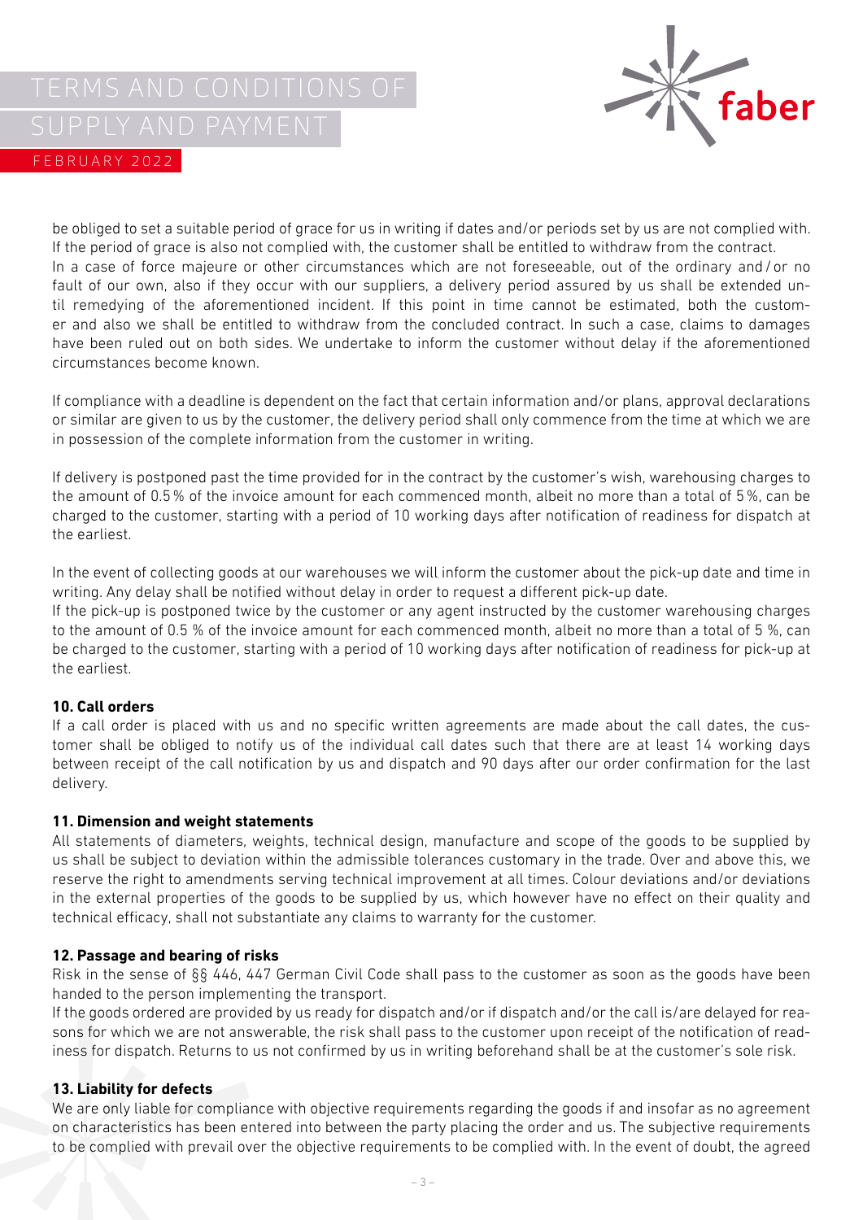be obliged to set a suitable period of grace for us in writing if dates and/or periods set by us are not complied with. If the period of grace is also not complied with, the customer shall be entitled to withdraw from the contract.
In a case of force majeure or other circumstances which are not foreseeable, out of the ordinary and / or no fault of our own, also if they occur with our suppliers, a delivery period assured by us shall be extended until remedying of the aforementioned incident. If this point in time cannot be estimated, both the customer and also we shall be entitled to withdraw from the concluded contract. In such a case, claims to damages have been ruled out on both sides. We undertake to inform the customer without delay if the aforementioned circumstances become known.

If compliance with a deadline is dependent on the fact that certain information and/or plans, approval declarations or similar are given to us by the customer, the delivery period shall only commence from the time at which we are in possession of the complete information from the customer in writing.

If delivery is postponed past the time provided for in the contract by the customer's wish, warehousing charges to the amount of 0.5 % of the invoice amount for each commenced month, albeit no more than a total of 5 %, can be charged to the customer, starting with a period of 10 working days after notification of readiness for dispatch at the earliest.

In the event of collecting goods at our warehouses we will inform the customer about the pick-up date and time in writing. Any delay shall be notified without delay in order to request a different pick-up date.
If the pick-up is postponed twice by the customer or any agent instructed by the customer warehousing charges to the amount of 0.5 % of the invoice amount for each commenced month, albeit no more than a total of 5 %, can be charged to the customer, starting with a period of 10 working days after notification of readiness for pick-up at the earliest.

**10. Call orders**
If a call order is placed with us and no specific written agreements are made about the call dates, the customer shall be obliged to notify us of the individual call dates such that there are at least 14 working days between receipt of the call notification by us and dispatch and 90 days after our order confirmation for the last delivery.

**11. Dimension and weight statements**
All statements of diameters, weights, technical design, manufacture and scope of the goods to be supplied by us shall be subject to deviation within the admissible tolerances customary in the trade. Over and above this, we reserve the right to amendments serving technical improvement at all times. Colour deviations and/or deviations in the external properties of the goods to be supplied by us, which however have no effect on their quality and technical efficacy, shall not substantiate any claims to warranty for the customer.

**12. Passage and bearing of risks**
Risk in the sense of §§ 446, 447 German Civil Code shall pass to the customer as soon as the goods have been handed to the person implementing the transport.
If the goods ordered are provided by us ready for dispatch and/or if dispatch and/or the call is/are delayed for reasons for which we are not answerable, the risk shall pass to the customer upon receipt of the notification of readiness for dispatch. Returns to us not confirmed by us in writing beforehand shall be at the customer's sole risk.

**13. Liability for defects**
We are only liable for compliance with objective requirements regarding the goods if and insofar as no agreement on characteristics has been entered into between the party placing the order and us. The subjective requirements to be complied with prevail over the objective requirements to be complied with. In the event of doubt, the agreed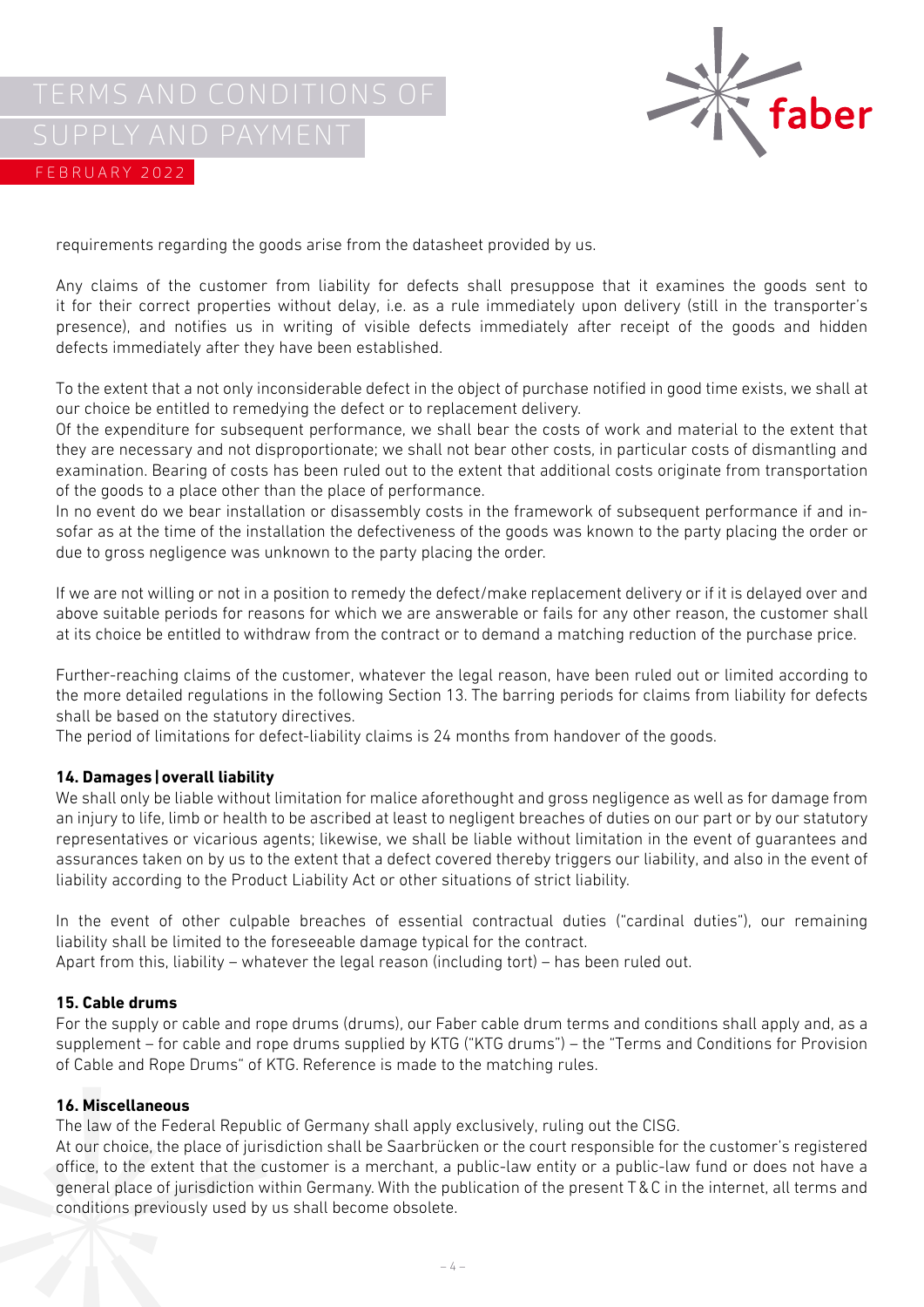requirements regarding the goods arise from the datasheet provided by us.

Any claims of the customer from liability for defects shall presuppose that it examines the goods sent to it for their correct properties without delay, i.e. as a rule immediately upon delivery (still in the transporter's presence), and notifies us in writing of visible defects immediately after receipt of the goods and hidden defects immediately after they have been established.

To the extent that a not only inconsiderable defect in the object of purchase notified in good time exists, we shall at our choice be entitled to remedying the defect or to replacement delivery.
Of the expenditure for subsequent performance, we shall bear the costs of work and material to the extent that they are necessary and not disproportionate; we shall not bear other costs, in particular costs of dismantling and examination. Bearing of costs has been ruled out to the extent that additional costs originate from transportation of the goods to a place other than the place of performance.
In no event do we bear installation or disassembly costs in the framework of subsequent performance if and insofar as at the time of the installation the defectiveness of the goods was known to the party placing the order or due to gross negligence was unknown to the party placing the order.

If we are not willing or not in a position to remedy the defect/make replacement delivery or if it is delayed over and above suitable periods for reasons for which we are answerable or fails for any other reason, the customer shall at its choice be entitled to withdraw from the contract or to demand a matching reduction of the purchase price.

Further-reaching claims of the customer, whatever the legal reason, have been ruled out or limited according to the more detailed regulations in the following Section 13. The barring periods for claims from liability for defects shall be based on the statutory directives.
The period of limitations for defect-liability claims is 24 months from handover of the goods.

**14. Damages | overall liability**

We shall only be liable without limitation for malice aforethought and gross negligence as well as for damage from an injury to life, limb or health to be ascribed at least to negligent breaches of duties on our part or by our statutory representatives or vicarious agents; likewise, we shall be liable without limitation in the event of guarantees and assurances taken on by us to the extent that a defect covered thereby triggers our liability, and also in the event of liability according to the Product Liability Act or other situations of strict liability.

In the event of other culpable breaches of essential contractual duties ("cardinal duties"), our remaining liability shall be limited to the foreseeable damage typical for the contract.
Apart from this, liability – whatever the legal reason (including tort) – has been ruled out.

**15. Cable drums**

For the supply or cable and rope drums (drums), our Faber cable drum terms and conditions shall apply and, as a supplement – for cable and rope drums supplied by KTG ("KTG drums") – the "Terms and Conditions for Provision of Cable and Rope Drums" of KTG. Reference is made to the matching rules.

**16. Miscellaneous**

The law of the Federal Republic of Germany shall apply exclusively, ruling out the CISG.
At our choice, the place of jurisdiction shall be Saarbrücken or the court responsible for the customer's registered office, to the extent that the customer is a merchant, a public-law entity or a public-law fund or does not have a general place of jurisdiction within Germany. With the publication of the present T&C in the internet, all terms and conditions previously used by us shall become obsolete.